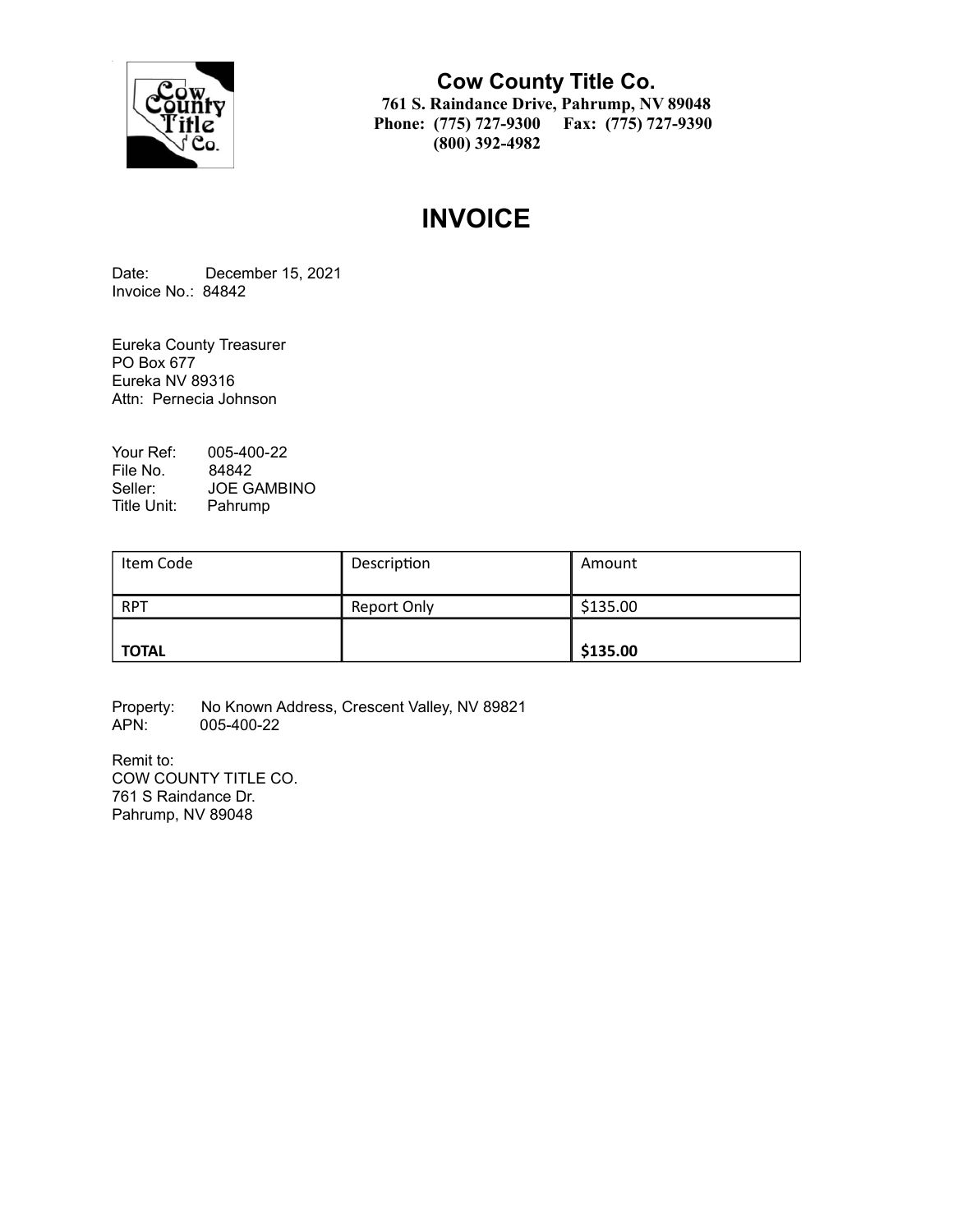**Cow County Title Co.**
**761 S. Raindance Drive, Pahrump, NV 89048**
**Phone: (775) 727-9300 Fax: (775) 727-9390**
**(800) 392-4982**

# INVOICE

Date: December 15, 2021
Invoice No.: 84842

Eureka County Treasurer
PO Box 677
Eureka NV 89316
Attn: Pernecia Johnson

Your Ref: 005-400-22
File No. 84842
Seller: JOE GAMBINO
Title Unit: Pahrump

| Item Code | Description | Amount |
|---|---|---|
| RPT | Report Only | $135.00 |
| **TOTAL** | | **$135.00** |

Property: No Known Address, Crescent Valley, NV 89821
APN: 005-400-22

Remit to:
COW COUNTY TITLE CO.
761 S Raindance Dr.
Pahrump, NV 89048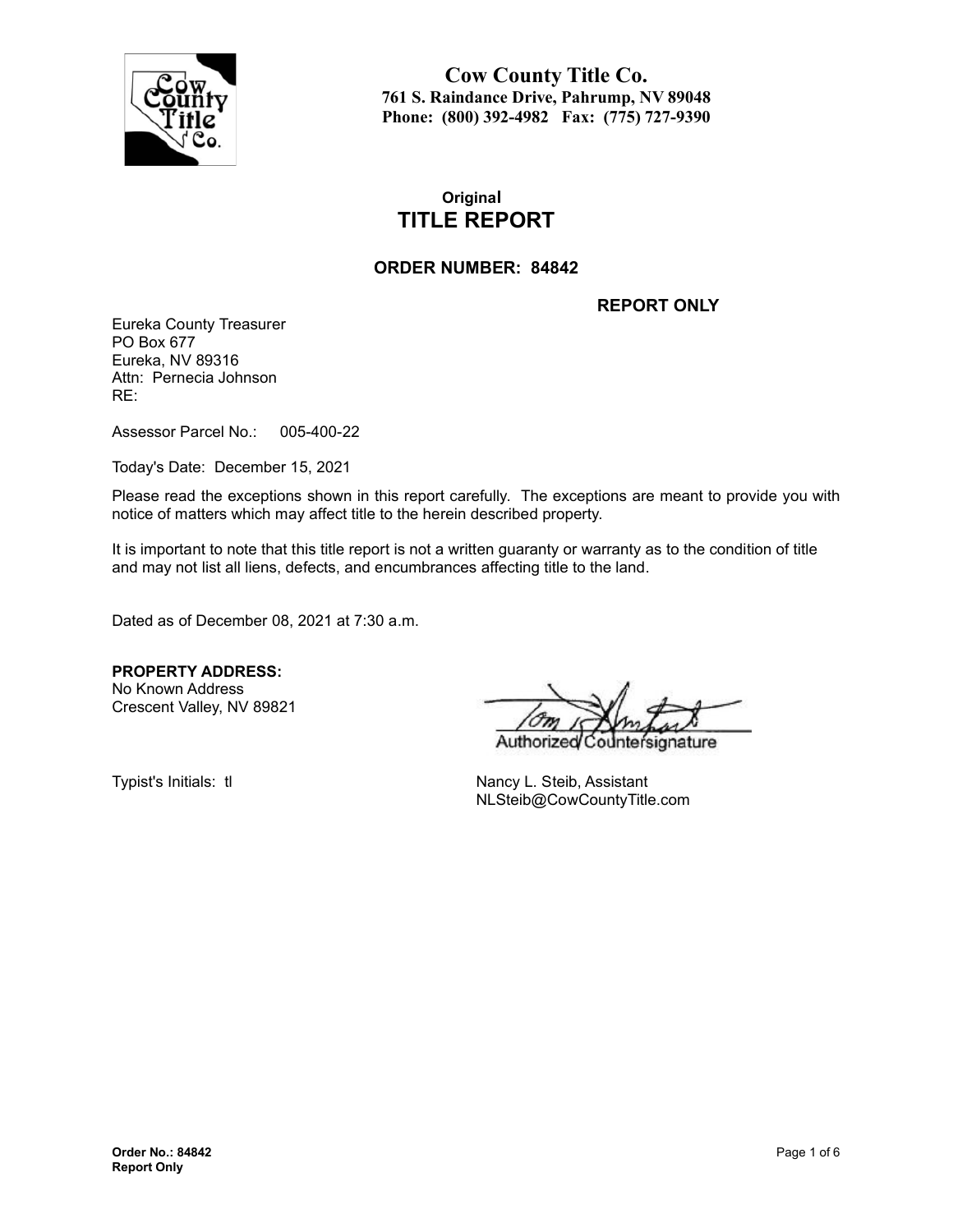**Cow County Title Co.**
**761 S. Raindance Drive, Pahrump, NV 89048**
**Phone: (800) 392-4982 Fax: (775) 727-9390**

**Original**

# TITLE REPORT

## ORDER NUMBER: 84842

**REPORT ONLY**

Eureka County Treasurer
PO Box 677
Eureka, NV 89316
Attn: Pernecia Johnson
RE:

Assessor Parcel No.: 005-400-22

Today's Date: December 15, 2021

Please read the exceptions shown in this report carefully. The exceptions are meant to provide you with notice of matters which may affect title to the herein described property.

It is important to note that this title report is not a written guaranty or warranty as to the condition of title and may not list all liens, defects, and encumbrances affecting title to the land.

Dated as of December 08, 2021 at 7:30 a.m.

**PROPERTY ADDRESS:**
No Known Address
Crescent Valley, NV 89821

Authorized Countersignature

Typist's Initials: tl

Nancy L. Steib, Assistant
NLSteib@CowCountyTitle.com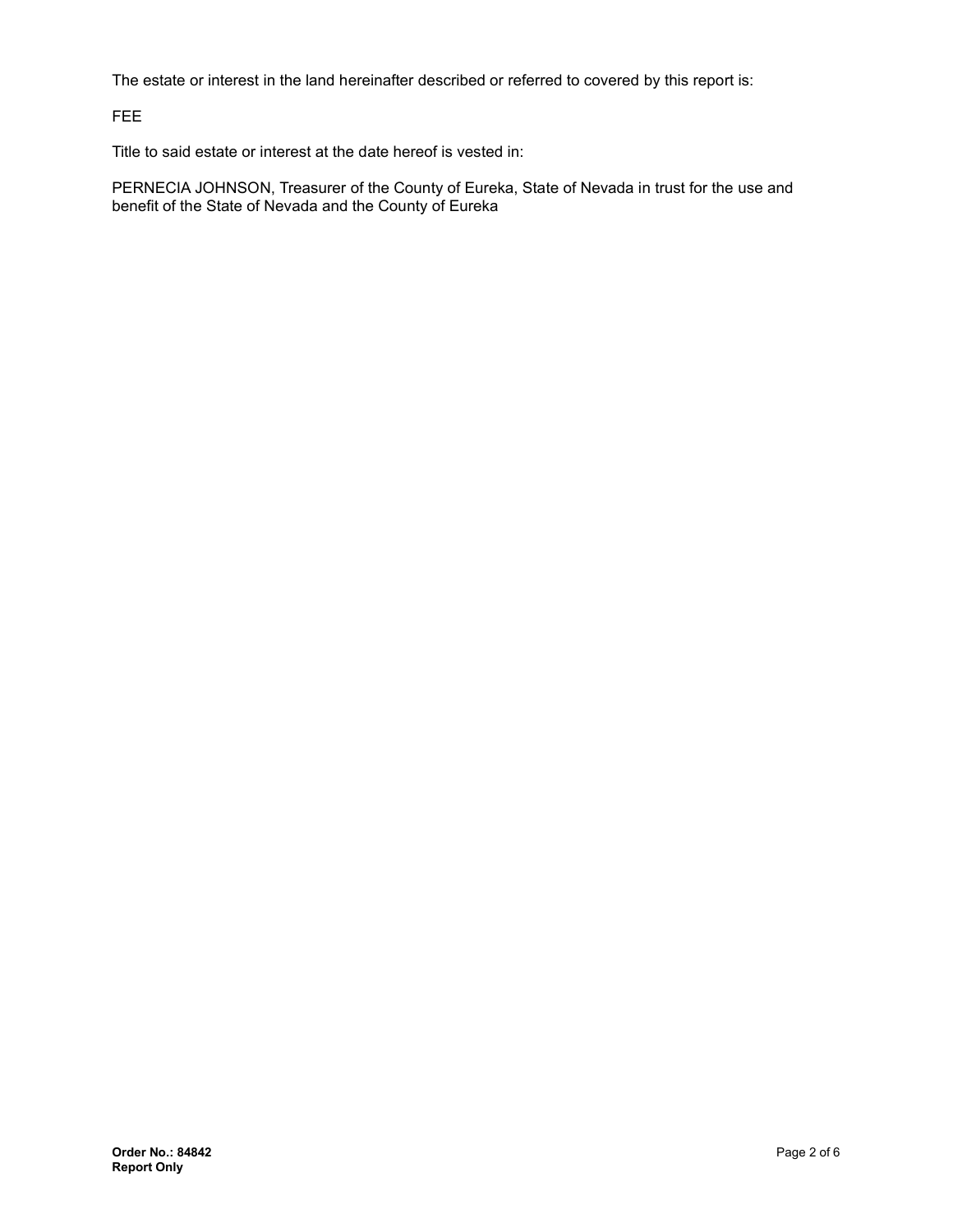The estate or interest in the land hereinafter described or referred to covered by this report is:

FEE

Title to said estate or interest at the date hereof is vested in:

PERNECIA JOHNSON, Treasurer of the County of Eureka, State of Nevada in trust for the use and benefit of the State of Nevada and the County of Eureka

**Order No.: 84842**
**Report Only**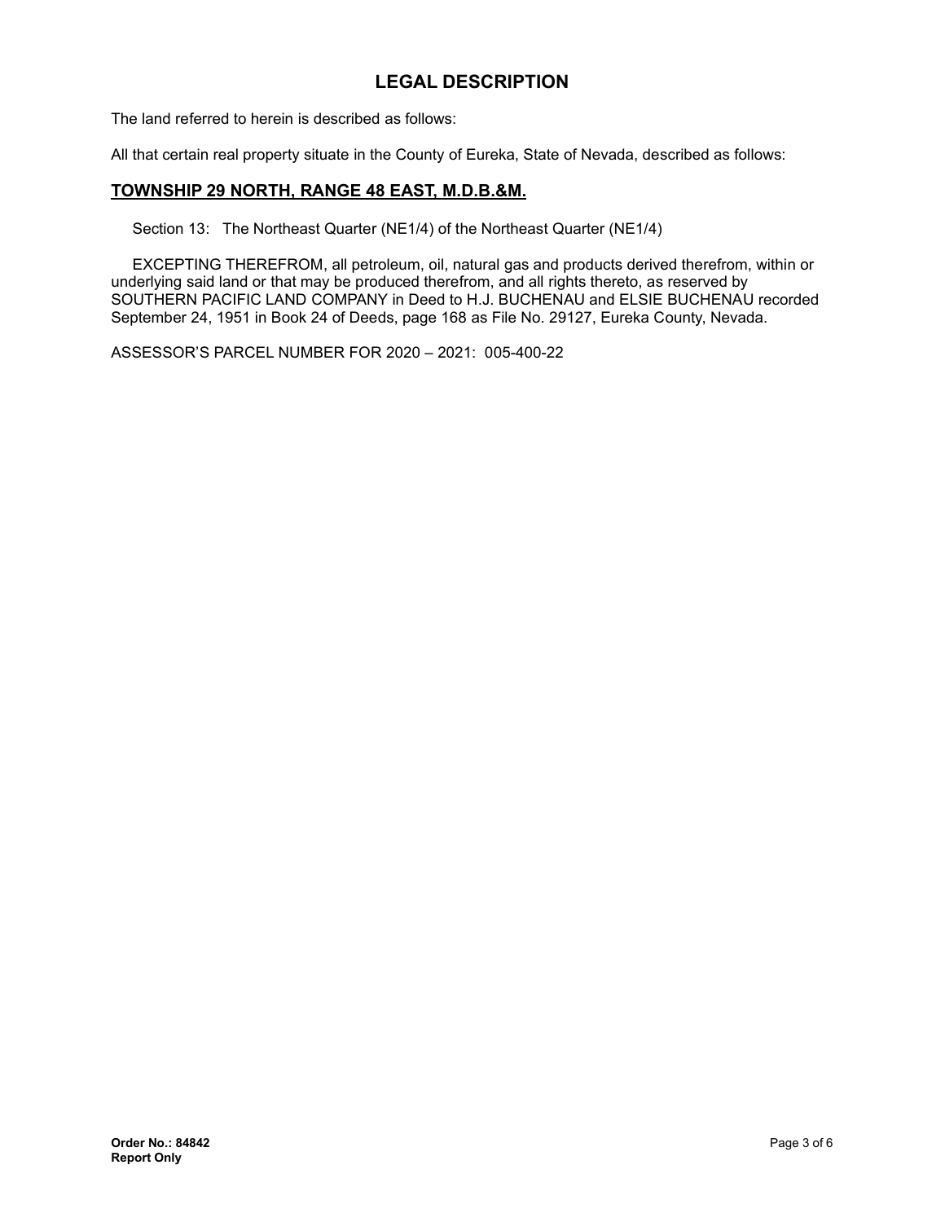# LEGAL DESCRIPTION

The land referred to herein is described as follows:

All that certain real property situate in the County of Eureka, State of Nevada, described as follows:

## TOWNSHIP 29 NORTH, RANGE 48 EAST, M.D.B.&M.

Section 13: The Northeast Quarter (NE1/4) of the Northeast Quarter (NE1/4)

EXCEPTING THEREFROM, all petroleum, oil, natural gas and products derived therefrom, within or underlying said land or that may be produced therefrom, and all rights thereto, as reserved by SOUTHERN PACIFIC LAND COMPANY in Deed to H.J. BUCHENAU and ELSIE BUCHENAU recorded September 24, 1951 in Book 24 of Deeds, page 168 as File No. 29127, Eureka County, Nevada.

ASSESSOR'S PARCEL NUMBER FOR 2020 – 2021: 005-400-22

**Order No.: 84842**
**Report Only**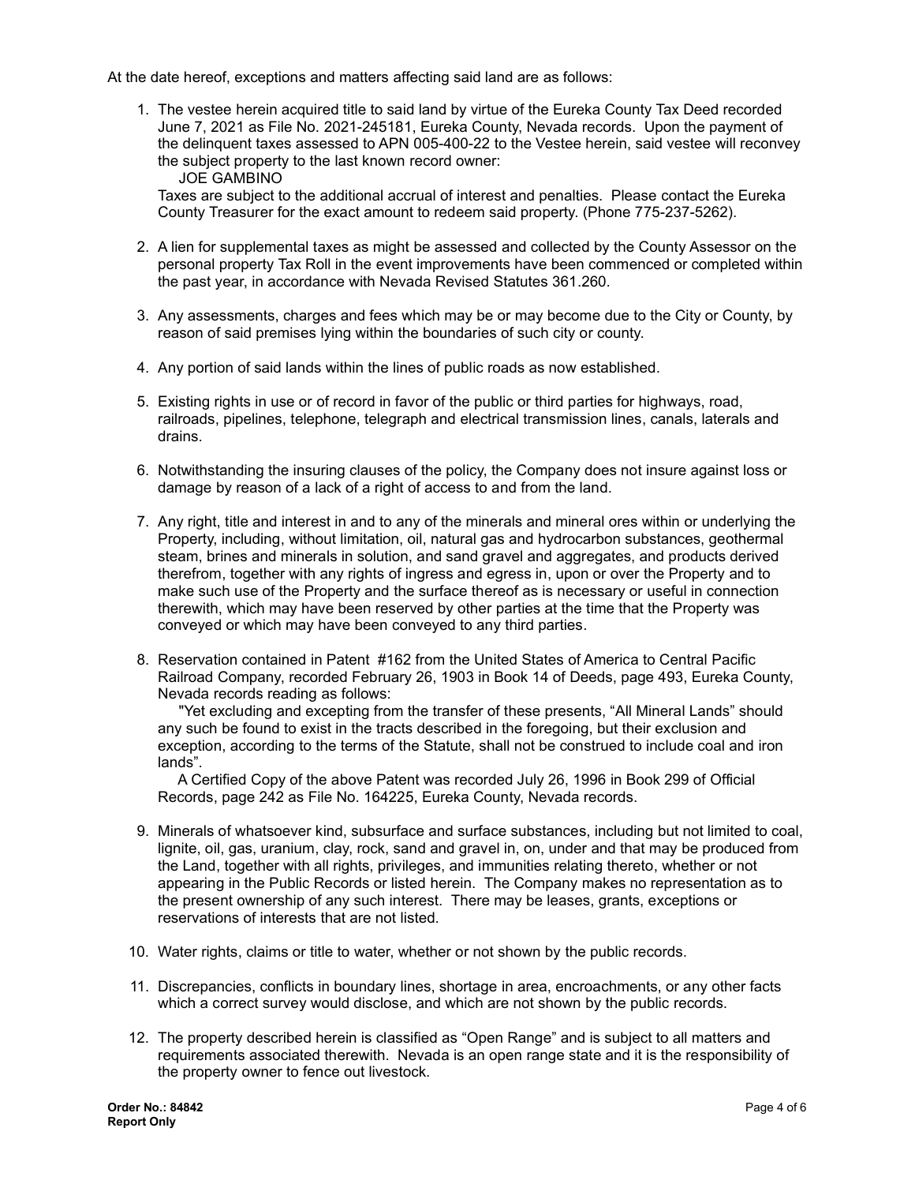At the date hereof, exceptions and matters affecting said land are as follows:

1. The vestee herein acquired title to said land by virtue of the Eureka County Tax Deed recorded June 7, 2021 as File No. 2021-245181, Eureka County, Nevada records. Upon the payment of the delinquent taxes assessed to APN 005-400-22 to the Vestee herein, said vestee will reconvey the subject property to the last known record owner:
   JOE GAMBINO
   Taxes are subject to the additional accrual of interest and penalties. Please contact the Eureka County Treasurer for the exact amount to redeem said property. (Phone 775-237-5262).

2. A lien for supplemental taxes as might be assessed and collected by the County Assessor on the personal property Tax Roll in the event improvements have been commenced or completed within the past year, in accordance with Nevada Revised Statutes 361.260.

3. Any assessments, charges and fees which may be or may become due to the City or County, by reason of said premises lying within the boundaries of such city or county.

4. Any portion of said lands within the lines of public roads as now established.

5. Existing rights in use or of record in favor of the public or third parties for highways, road, railroads, pipelines, telephone, telegraph and electrical transmission lines, canals, laterals and drains.

6. Notwithstanding the insuring clauses of the policy, the Company does not insure against loss or damage by reason of a lack of a right of access to and from the land.

7. Any right, title and interest in and to any of the minerals and mineral ores within or underlying the Property, including, without limitation, oil, natural gas and hydrocarbon substances, geothermal steam, brines and minerals in solution, and sand gravel and aggregates, and products derived therefrom, together with any rights of ingress and egress in, upon or over the Property and to make such use of the Property and the surface thereof as is necessary or useful in connection therewith, which may have been reserved by other parties at the time that the Property was conveyed or which may have been conveyed to any third parties.

8. Reservation contained in Patent #162 from the United States of America to Central Pacific Railroad Company, recorded February 26, 1903 in Book 14 of Deeds, page 493, Eureka County, Nevada records reading as follows:
   "Yet excluding and excepting from the transfer of these presents, "All Mineral Lands" should any such be found to exist in the tracts described in the foregoing, but their exclusion and exception, according to the terms of the Statute, shall not be construed to include coal and iron lands".
   A Certified Copy of the above Patent was recorded July 26, 1996 in Book 299 of Official Records, page 242 as File No. 164225, Eureka County, Nevada records.

9. Minerals of whatsoever kind, subsurface and surface substances, including but not limited to coal, lignite, oil, gas, uranium, clay, rock, sand and gravel in, on, under and that may be produced from the Land, together with all rights, privileges, and immunities relating thereto, whether or not appearing in the Public Records or listed herein. The Company makes no representation as to the present ownership of any such interest. There may be leases, grants, exceptions or reservations of interests that are not listed.

10. Water rights, claims or title to water, whether or not shown by the public records.

11. Discrepancies, conflicts in boundary lines, shortage in area, encroachments, or any other facts which a correct survey would disclose, and which are not shown by the public records.

12. The property described herein is classified as "Open Range" and is subject to all matters and requirements associated therewith. Nevada is an open range state and it is the responsibility of the property owner to fence out livestock.

**Order No.: 84842**
**Report Only**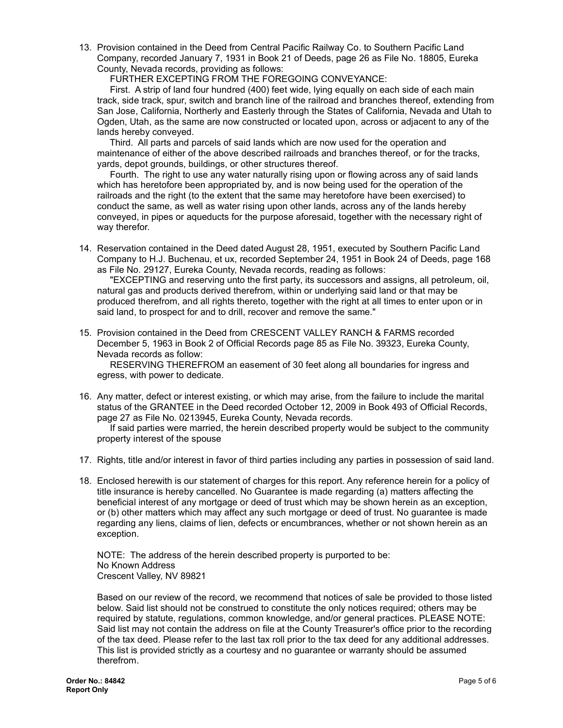13. Provision contained in the Deed from Central Pacific Railway Co. to Southern Pacific Land Company, recorded January 7, 1931 in Book 21 of Deeds, page 26 as File No. 18805, Eureka County, Nevada records, providing as follows:

    FURTHER EXCEPTING FROM THE FOREGOING CONVEYANCE:

    First. A strip of land four hundred (400) feet wide, lying equally on each side of each main track, side track, spur, switch and branch line of the railroad and branches thereof, extending from San Jose, California, Northerly and Easterly through the States of California, Nevada and Utah to Ogden, Utah, as the same are now constructed or located upon, across or adjacent to any of the lands hereby conveyed.

    Third. All parts and parcels of said lands which are now used for the operation and maintenance of either of the above described railroads and branches thereof, or for the tracks, yards, depot grounds, buildings, or other structures thereof.

    Fourth. The right to use any water naturally rising upon or flowing across any of said lands which has heretofore been appropriated by, and is now being used for the operation of the railroads and the right (to the extent that the same may heretofore have been exercised) to conduct the same, as well as water rising upon other lands, across any of the lands hereby conveyed, in pipes or aqueducts for the purpose aforesaid, together with the necessary right of way therefor.

14. Reservation contained in the Deed dated August 28, 1951, executed by Southern Pacific Land Company to H.J. Buchenau, et ux, recorded September 24, 1951 in Book 24 of Deeds, page 168 as File No. 29127, Eureka County, Nevada records, reading as follows:

    "EXCEPTING and reserving unto the first party, its successors and assigns, all petroleum, oil, natural gas and products derived therefrom, within or underlying said land or that may be produced therefrom, and all rights thereto, together with the right at all times to enter upon or in said land, to prospect for and to drill, recover and remove the same."

15. Provision contained in the Deed from CRESCENT VALLEY RANCH & FARMS recorded December 5, 1963 in Book 2 of Official Records page 85 as File No. 39323, Eureka County, Nevada records as follow:

    RESERVING THEREFROM an easement of 30 feet along all boundaries for ingress and egress, with power to dedicate.

16. Any matter, defect or interest existing, or which may arise, from the failure to include the marital status of the GRANTEE in the Deed recorded October 12, 2009 in Book 493 of Official Records, page 27 as File No. 0213945, Eureka County, Nevada records.

    If said parties were married, the herein described property would be subject to the community property interest of the spouse

17. Rights, title and/or interest in favor of third parties including any parties in possession of said land.

18. Enclosed herewith is our statement of charges for this report. Any reference herein for a policy of title insurance is hereby cancelled. No Guarantee is made regarding (a) matters affecting the beneficial interest of any mortgage or deed of trust which may be shown herein as an exception, or (b) other matters which may affect any such mortgage or deed of trust. No guarantee is made regarding any liens, claims of lien, defects or encumbrances, whether or not shown herein as an exception.

    NOTE: The address of the herein described property is purported to be:
    No Known Address
    Crescent Valley, NV 89821

    Based on our review of the record, we recommend that notices of sale be provided to those listed below. Said list should not be construed to constitute the only notices required; others may be required by statute, regulations, common knowledge, and/or general practices. PLEASE NOTE: Said list may not contain the address on file at the County Treasurer's office prior to the recording of the tax deed. Please refer to the last tax roll prior to the tax deed for any additional addresses. This list is provided strictly as a courtesy and no guarantee or warranty should be assumed therefrom.

**Order No.: 84842**
**Report Only**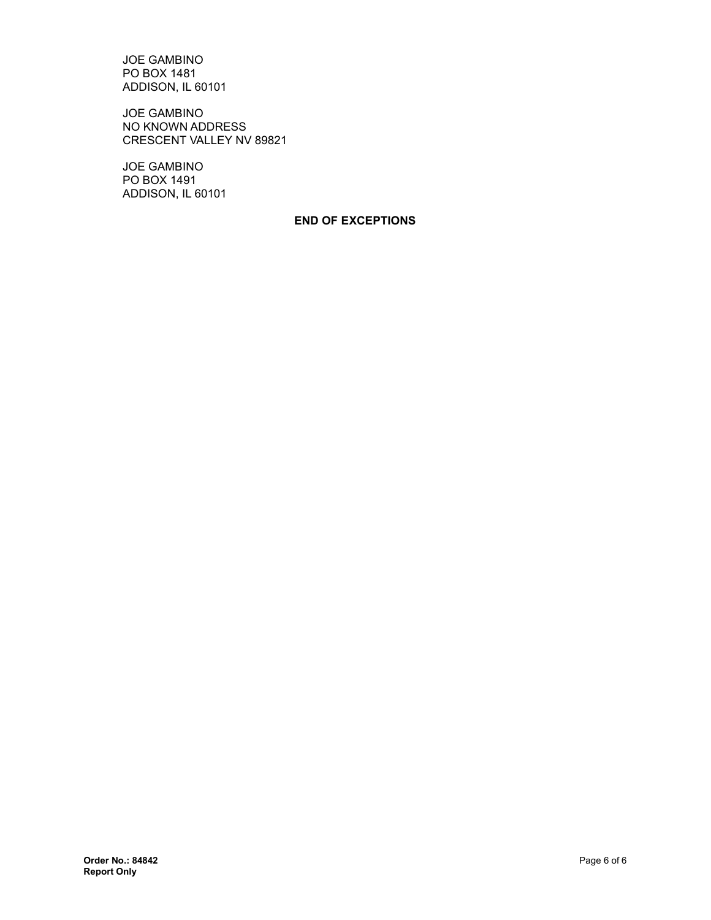JOE GAMBINO
PO BOX 1481
ADDISON, IL 60101

JOE GAMBINO
NO KNOWN ADDRESS
CRESCENT VALLEY NV 89821

JOE GAMBINO
PO BOX 1491
ADDISON, IL 60101

**END OF EXCEPTIONS**

**Order No.: 84842**
**Report Only**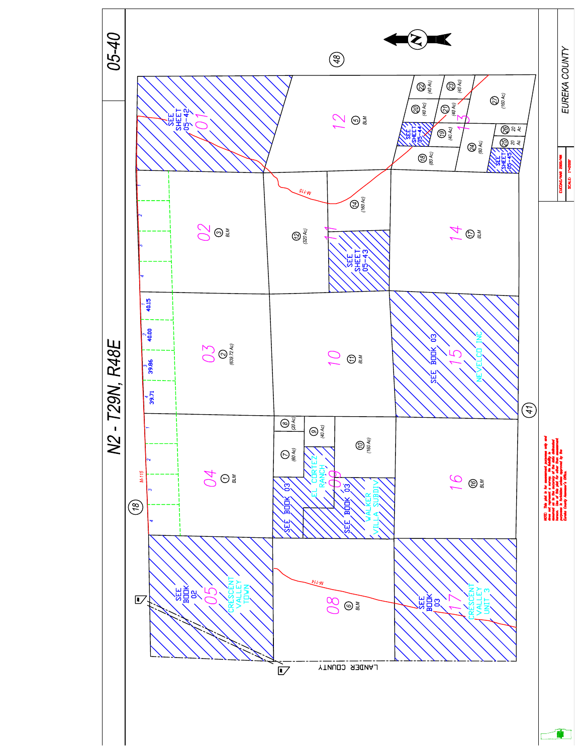# 05-40

## N2 - T29N, R48E

EUREKA COUNTY

48

18

41

LANDER COUNTY

M-115

M-114

01 — SEE SHEET 05-42

02 — ③ BLM

03 — ② (639.72 Ac)

04 — ① BLM

05 — SEE BOOK 02 — CRESCENT VALLEY TOWN

08 — ⑥ BLM

09 — SEE BOOK 03 — EL CORTEZ RANCH — SEE BOOK 03 — WALKER VILLA SUBDIV

⑦ (60 Ac)

⑧ (20 Ac)

⑨ (40 Ac)

⑩ (160 Ac)

10 — ⑪ BLM

11 — SEE SHEET 05-43

⑫ (320 Ac)

⑭ (160 Ac)

12 — ⑤ BLM

13 — SEE SHEET 05-44 — SEE SHEET 05-45

⑱ (80 Ac)

⑲ (40 Ac)

⑳ (40 Ac)

㉑ (40 Ac)

㉒ (40 Ac)

㉓ (40 Ac)

㉔ (80 Ac)

㉕ 20 Ac

㉖ 20 Ac

㉗ (160 Ac)

14 — ⑰ BLM

15 — SEE BOOK 03 — NEVELCO INC

16 — ⑯ BLM

17 — SEE BOOK 03 — CRESCENT VALLEY UNIT 3

Lots: 1 40.15, 2 40.00, 3 39.86, 4 39.71

NOTE: This plat is for assessment purposes only and does not represent a survey. No liability is assumed as to the accuracy of the data delineated hereon. Use of this plat for other than assessment purposes is forbidden unless approved by the Eureka County Assessor's Office.

EUCDAS/NAR 2000/NM

SCALE: 1"=2000'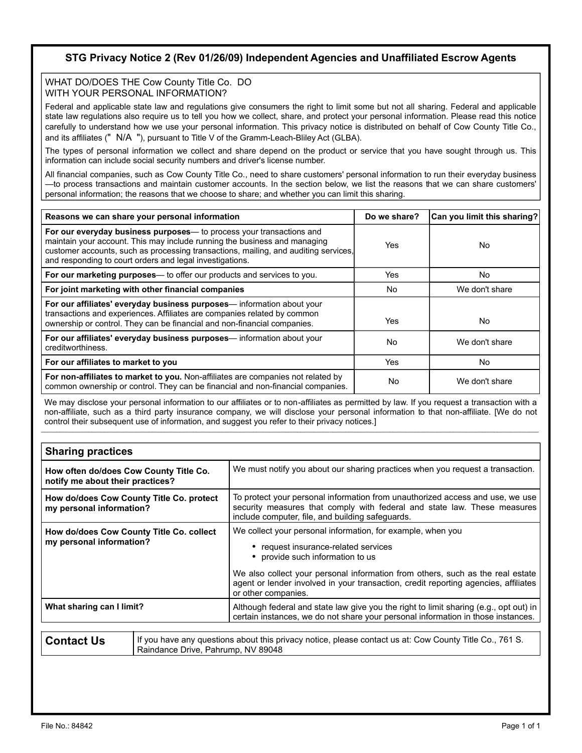# STG Privacy Notice 2 (Rev 01/26/09) Independent Agencies and Unaffiliated Escrow Agents

WHAT DO/DOES THE Cow County Title Co. DO
WITH YOUR PERSONAL INFORMATION?

Federal and applicable state law and regulations give consumers the right to limit some but not all sharing. Federal and applicable state law regulations also require us to tell you how we collect, share, and protect your personal information. Please read this notice carefully to understand how we use your personal information. This privacy notice is distributed on behalf of Cow County Title Co., and its affiliates (" N/A "), pursuant to Title V of the Gramm-Leach-Bliley Act (GLBA).

The types of personal information we collect and share depend on the product or service that you have sought through us. This information can include social security numbers and driver's license number.

All financial companies, such as Cow County Title Co., need to share customers' personal information to run their everyday business —to process transactions and maintain customer accounts. In the section below, we list the reasons that we can share customers' personal information; the reasons that we choose to share; and whether you can limit this sharing.

| Reasons we can share your personal information | Do we share? | Can you limit this sharing? |
|---|---|---|
| **For our everyday business purposes**— to process your transactions and maintain your account. This may include running the business and managing customer accounts, such as processing transactions, mailing, and auditing services, and responding to court orders and legal investigations. | Yes | No |
| **For our marketing purposes**— to offer our products and services to you. | Yes | No |
| **For joint marketing with other financial companies** | No | We don't share |
| **For our affiliates' everyday business purposes**— information about your transactions and experiences. Affiliates are companies related by common ownership or control. They can be financial and non-financial companies. | Yes | No |
| **For our affiliates' everyday business purposes**— information about your creditworthiness. | No | We don't share |
| **For our affiliates to market to you** | Yes | No |
| **For non-affiliates to market to you.** Non-affiliates are companies not related by common ownership or control. They can be financial and non-financial companies. | No | We don't share |

We may disclose your personal information to our affiliates or to non-affiliates as permitted by law. If you request a transaction with a non-affiliate, such as a third party insurance company, we will disclose your personal information to that non-affiliate. [We do not control their subsequent use of information, and suggest you refer to their privacy notices.]

| Sharing practices | |
|---|---|
| **How often do/does Cow County Title Co. notify me about their practices?** | We must notify you about our sharing practices when you request a transaction. |
| **How do/does Cow County Title Co. protect my personal information?** | To protect your personal information from unauthorized access and use, we use security measures that comply with federal and state law. These measures include computer, file, and building safeguards. |
| **How do/does Cow County Title Co. collect my personal information?** | We collect your personal information, for example, when you<br>• request insurance-related services<br>• provide such information to us<br><br>We also collect your personal information from others, such as the real estate agent or lender involved in your transaction, credit reporting agencies, affiliates or other companies. |
| **What sharing can I limit?** | Although federal and state law give you the right to limit sharing (e.g., opt out) in certain instances, we do not share your personal information in those instances. |

| | |
|---|---|
| **Contact Us** | If you have any questions about this privacy notice, please contact us at: Cow County Title Co., 761 S. Raindance Drive, Pahrump, NV 89048 |

File No.: 84842